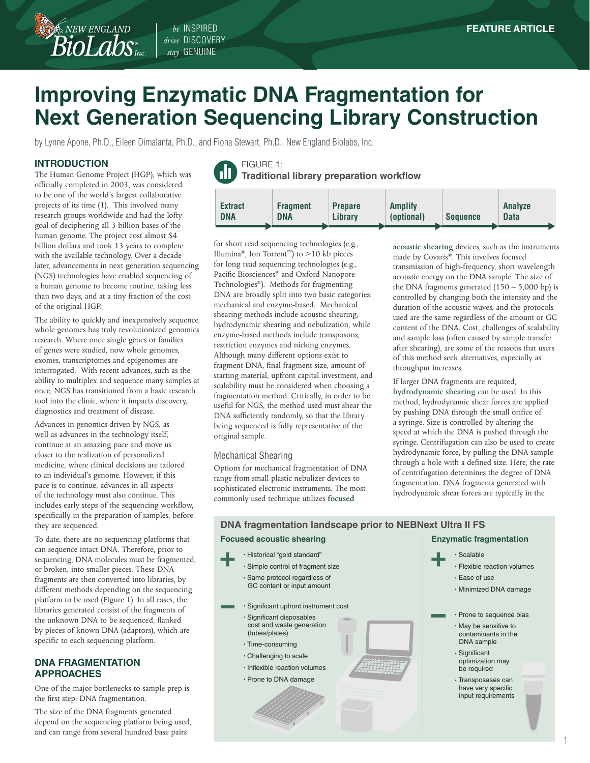# Improving Enzymatic DNA Fragmentation for Next Generation Sequencing Library Construction

by Lynne Apone, Ph.D., Eileen Dimalanta, Ph.D., and Fiona Stewart, Ph.D., New England Biolabs, Inc.

## INTRODUCTION

The Human Genome Project (HGP), which was officially completed in 2003, was considered to be one of the world's largest collaborative projects of its time (1). This involved many research groups worldwide and had the lofty goal of deciphering all 3 billion bases of the human genome. The project cost almost $4 billion dollars and took 13 years to complete with the available technology. Over a decade later, advancements in next generation sequencing (NGS) technologies have enabled sequencing of a human genome to become routine, taking less than two days, and at a tiny fraction of the cost of the original HGP.

The ability to quickly and inexpensively sequence whole genomes has truly revolutionized genomics research. Where once single genes or families of genes were studied, now whole genomes, exomes, transcriptomes and epigenomes are interrogated. With recent advances, such as the ability to multiplex and sequence many samples at once, NGS has transitioned from a basic research tool into the clinic, where it impacts discovery, diagnostics and treatment of disease.

Advances in genomics driven by NGS, as well as advances in the technology itself, continue at an amazing pace and move us closer to the realization of personalized medicine, where clinical decisions are tailored to an individual's genome. However, if this pace is to continue, advances in all aspects of the technology must also continue. This includes early steps of the sequencing workflow, specifically in the preparation of samples, before they are sequenced.

To date, there are no sequencing platforms that can sequence intact DNA. Therefore, prior to sequencing, DNA molecules must be fragmented, or broken, into smaller pieces. These DNA fragments are then converted into libraries, by different methods depending on the sequencing platform to be used (Figure 1). In all cases, the libraries generated consist of the fragments of the unknown DNA to be sequenced, flanked by pieces of known DNA (adaptors), which are specific to each sequencing platform.

**FIGURE 1: Traditional library preparation workflow**

Extract DNA → Fragment DNA → Prepare Library → Amplify (optional) → Sequence → Analyze Data

## DNA FRAGMENTATION APPROACHES

One of the major bottlenecks to sample prep is the first step: DNA fragmentation.

The size of the DNA fragments generated depend on the sequencing platform being used, and can range from several hundred base pairs for short read sequencing technologies (e.g., Illumina®, Ion Torrent™) to >10 kb pieces for long read sequencing technologies (e.g., Pacific Biosciences® and Oxford Nanopore Technologies®). Methods for fragmenting DNA are broadly split into two basic categories: mechanical and enzyme-based. Mechanical shearing methods include acoustic shearing, hydrodynamic shearing and nebulization, while enzyme-based methods include transposons, restriction enzymes and nicking enzymes. Although many different options exist to fragment DNA, final fragment size, amount of starting material, upfront capital investment, and scalability must be considered when choosing a fragmentation method. Critically, in order to be useful for NGS, the method used must shear the DNA sufficiently randomly, so that the library being sequenced is fully representative of the original sample.

### Mechanical Shearing

Options for mechanical fragmentation of DNA range from small plastic nebulizer devices to sophisticated electronic instruments. The most commonly used technique utilizes **focused acoustic shearing** devices, such as the instruments made by Covaris®. This involves focused transmission of high-frequency, short wavelength acoustic energy on the DNA sample. The size of the DNA fragments generated (150 – 5,000 bp) is controlled by changing both the intensity and the duration of the acoustic waves, and the protocols used are the same regardless of the amount or GC content of the DNA. Cost, challenges of scalability and sample loss (often caused by sample transfer after shearing), are some of the reasons that users of this method seek alternatives, especially as throughput increases.

If larger DNA fragments are required, **hydrodynamic shearing** can be used. In this method, hydrodynamic shear forces are applied by pushing DNA through the small orifice of a syringe. Size is controlled by altering the speed at which the DNA is pushed through the syringe. Centrifugation can also be used to create hydrodynamic force, by pulling the DNA sample through a hole with a defined size. Here, the rate of centrifugation determines the degree of DNA fragmentation. DNA fragments generated with hydrodynamic shear forces are typically in the

**DNA fragmentation landscape prior to NEBNext Ultra II FS**

**Focused acoustic shearing**

\+
- Historical "gold standard"
- Simple control of fragment size
- Same protocol regardless of GC content or input amount

–
- Significant upfront instrument cost
- Significant disposables cost and waste generation (tubes/plates)
- Time-consuming
- Challenging to scale
- Inflexible reaction volumes
- Prone to DNA damage

**Enzymatic fragmentation**

\+
- Scalable
- Flexible reaction volumes
- Ease of use
- Minimized DNA damage

–
- Prone to sequence bias
- May be sensitive to contaminants in the DNA sample
- Significant optimization may be required
- Transposases can have very specific input requirements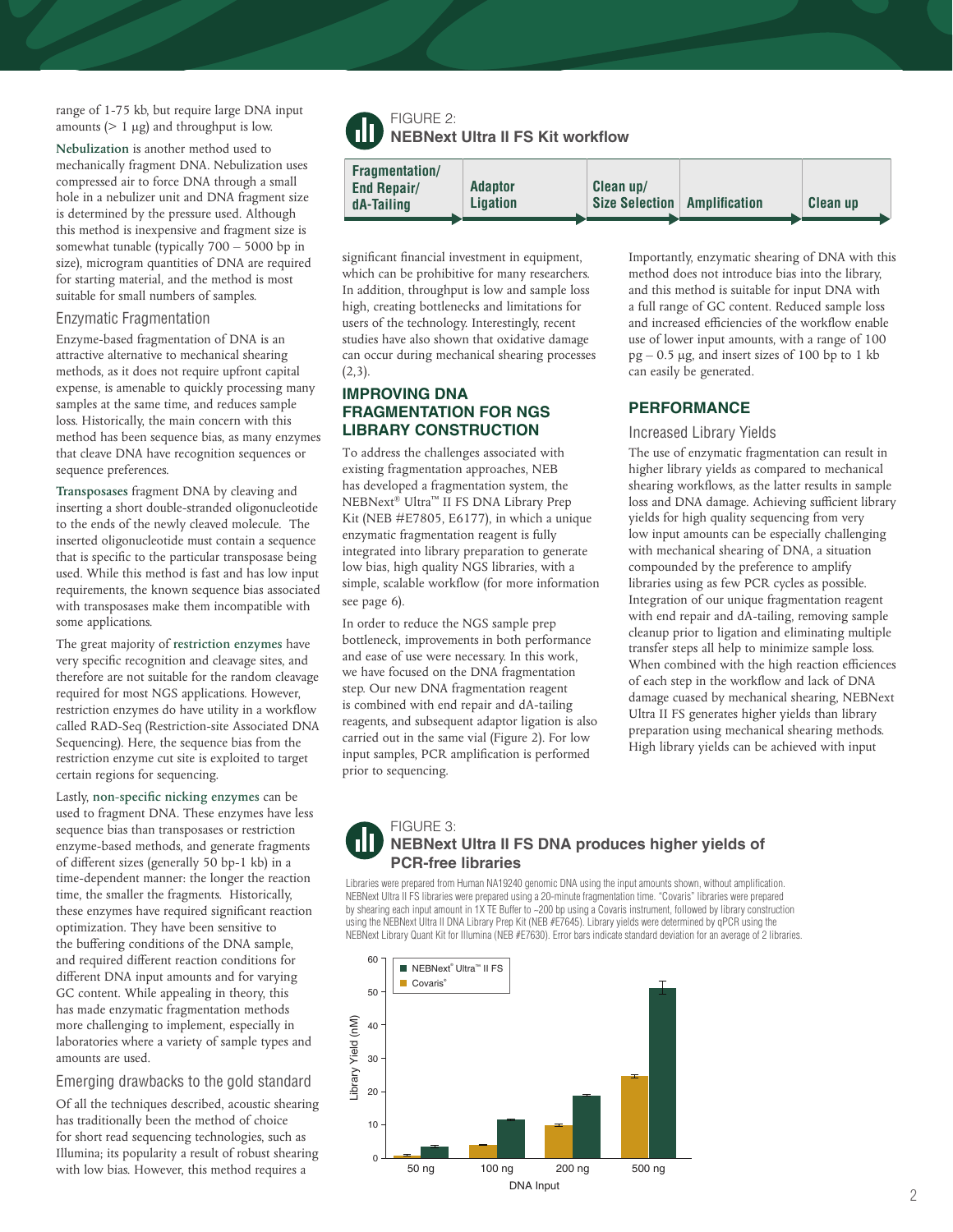range of 1-75 kb, but require large DNA input amounts (> 1 µg) and throughput is low.

**Nebulization** is another method used to mechanically fragment DNA. Nebulization uses compressed air to force DNA through a small hole in a nebulizer unit and DNA fragment size is determined by the pressure used. Although this method is inexpensive and fragment size is somewhat tunable (typically 700 – 5000 bp in size), microgram quantities of DNA are required for starting material, and the method is most suitable for small numbers of samples.

### Enzymatic Fragmentation

Enzyme-based fragmentation of DNA is an attractive alternative to mechanical shearing methods, as it does not require upfront capital expense, is amenable to quickly processing many samples at the same time, and reduces sample loss. Historically, the main concern with this method has been sequence bias, as many enzymes that cleave DNA have recognition sequences or sequence preferences.

**Transposases** fragment DNA by cleaving and inserting a short double-stranded oligonucleotide to the ends of the newly cleaved molecule. The inserted oligonucleotide must contain a sequence that is specific to the particular transposase being used. While this method is fast and has low input requirements, the known sequence bias associated with transposases make them incompatible with some applications.

The great majority of **restriction enzymes** have very specific recognition and cleavage sites, and therefore are not suitable for the random cleavage required for most NGS applications. However, restriction enzymes do have utility in a workflow called RAD-Seq (Restriction-site Associated DNA Sequencing). Here, the sequence bias from the restriction enzyme cut site is exploited to target certain regions for sequencing.

Lastly, **non-specific nicking enzymes** can be used to fragment DNA. These enzymes have less sequence bias than transposases or restriction enzyme-based methods, and generate fragments of different sizes (generally 50 bp-1 kb) in a time-dependent manner: the longer the reaction time, the smaller the fragments. Historically, these enzymes have required significant reaction optimization. They have been sensitive to the buffering conditions of the DNA sample, and required different reaction conditions for different DNA input amounts and for varying GC content. While appealing in theory, this has made enzymatic fragmentation methods more challenging to implement, especially in laboratories where a variety of sample types and amounts are used.

### Emerging drawbacks to the gold standard

Of all the techniques described, acoustic shearing has traditionally been the method of choice for short read sequencing technologies, such as Illumina; its popularity a result of robust shearing with low bias. However, this method requires a significant financial investment in equipment, which can be prohibitive for many researchers. In addition, throughput is low and sample loss high, creating bottlenecks and limitations for users of the technology. Interestingly, recent studies have also shown that oxidative damage can occur during mechanical shearing processes (2,3).

FIGURE 2:
**NEBNext Ultra II FS Kit workflow**

Fragmentation/ End Repair/ dA-Tailing → Adaptor Ligation → Clean up/ Size Selection → Amplification → Clean up

## IMPROVING DNA FRAGMENTATION FOR NGS LIBRARY CONSTRUCTION

To address the challenges associated with existing fragmentation approaches, NEB has developed a fragmentation system, the NEBNext® Ultra™ II FS DNA Library Prep Kit (NEB #E7805, E6177), in which a unique enzymatic fragmentation reagent is fully integrated into library preparation to generate low bias, high quality NGS libraries, with a simple, scalable workflow (for more information see page 6).

In order to reduce the NGS sample prep bottleneck, improvements in both performance and ease of use were necessary. In this work, we have focused on the DNA fragmentation step. Our new DNA fragmentation reagent is combined with end repair and dA-tailing reagents, and subsequent adaptor ligation is also carried out in the same vial (Figure 2). For low input samples, PCR amplification is performed prior to sequencing.

Importantly, enzymatic shearing of DNA with this method does not introduce bias into the library, and this method is suitable for input DNA with a full range of GC content. Reduced sample loss and increased efficiencies of the workflow enable use of lower input amounts, with a range of 100 pg – 0.5 µg, and insert sizes of 100 bp to 1 kb can easily be generated.

## PERFORMANCE

### Increased Library Yields

The use of enzymatic fragmentation can result in higher library yields as compared to mechanical shearing workflows, as the latter results in sample loss and DNA damage. Achieving sufficient library yields for high quality sequencing from very low input amounts can be especially challenging with mechanical shearing of DNA, a situation compounded by the preference to amplify libraries using as few PCR cycles as possible. Integration of our unique fragmentation reagent with end repair and dA-tailing, removing sample cleanup prior to ligation and eliminating multiple transfer steps all help to minimize sample loss. When combined with the high reaction efficiencies of each step in the workflow and lack of DNA damage cuased by mechanical shearing, NEBNext Ultra II FS generates higher yields than library preparation using mechanical shearing methods. High library yields can be achieved with input

FIGURE 3:
**NEBNext Ultra II FS DNA produces higher yields of PCR-free libraries**

Libraries were prepared from Human NA19240 genomic DNA using the input amounts shown, without amplification. NEBNext Ultra II FS libraries were prepared using a 20-minute fragmentation time. "Covaris" libraries were prepared by shearing each input amount in 1X TE Buffer to ~200 bp using a Covaris instrument, followed by library construction using the NEBNext Ultra II DNA Library Prep Kit (NEB #E7645). Library yields were determined by qPCR using the NEBNext Library Quant Kit for Illumina (NEB #E7630). Error bars indicate standard deviation for an average of 2 libraries.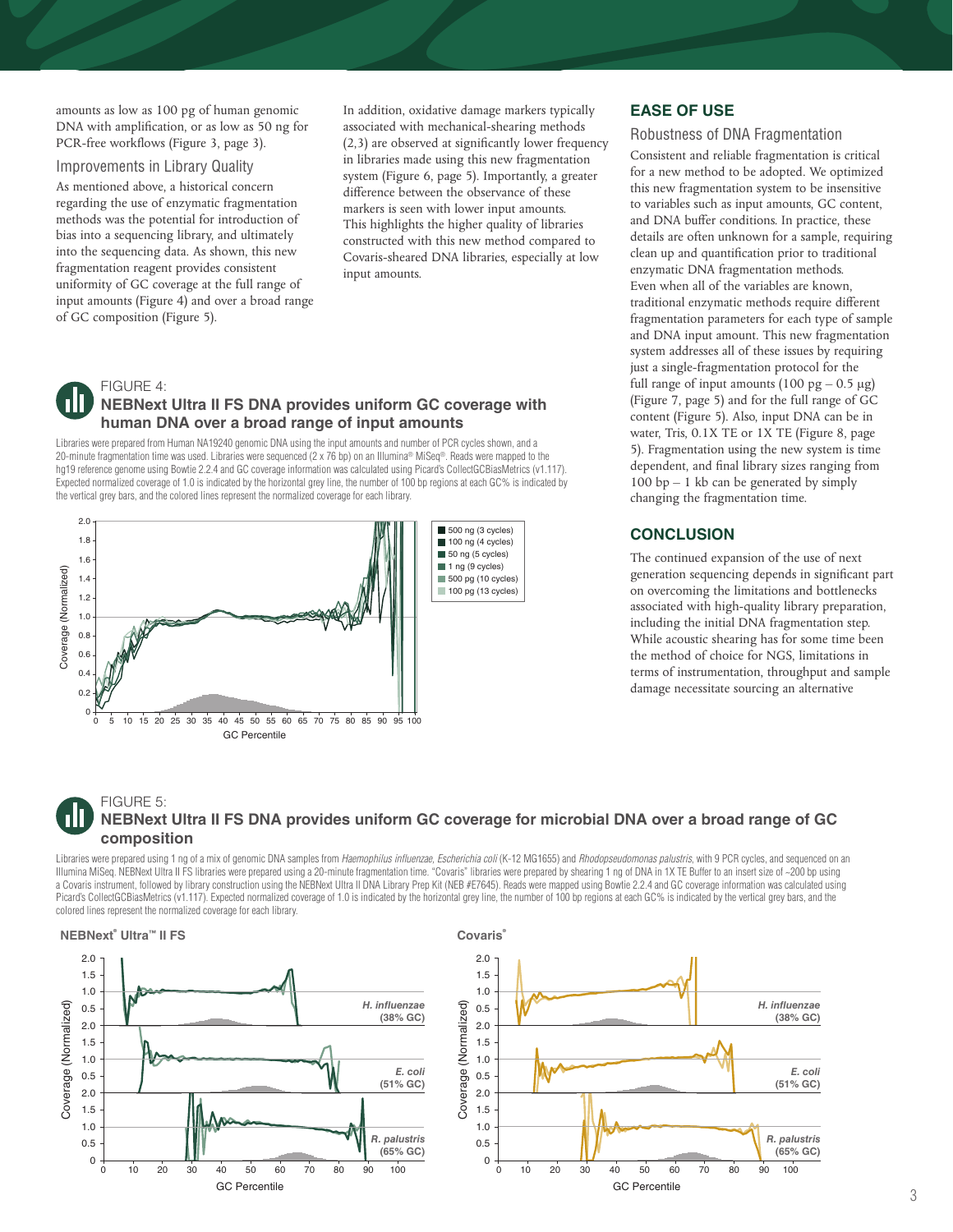amounts as low as 100 pg of human genomic DNA with amplification, or as low as 50 ng for PCR-free workflows (Figure 3, page 3).

### Improvements in Library Quality

As mentioned above, a historical concern regarding the use of enzymatic fragmentation methods was the potential for introduction of bias into a sequencing library, and ultimately into the sequencing data. As shown, this new fragmentation reagent provides consistent uniformity of GC coverage at the full range of input amounts (Figure 4) and over a broad range of GC composition (Figure 5).

In addition, oxidative damage markers typically associated with mechanical-shearing methods (2,3) are observed at significantly lower frequency in libraries made using this new fragmentation system (Figure 6, page 5). Importantly, a greater difference between the observance of these markers is seen with lower input amounts. This highlights the higher quality of libraries constructed with this new method compared to Covaris-sheared DNA libraries, especially at low input amounts.

## EASE OF USE

### Robustness of DNA Fragmentation

Consistent and reliable fragmentation is critical for a new method to be adopted. We optimized this new fragmentation system to be insensitive to variables such as input amounts, GC content, and DNA buffer conditions. In practice, these details are often unknown for a sample, requiring clean up and quantification prior to traditional enzymatic DNA fragmentation methods.
Even when all of the variables are known, traditional enzymatic methods require different fragmentation parameters for each type of sample and DNA input amount. This new fragmentation system addresses all of these issues by requiring just a single-fragmentation protocol for the full range of input amounts (100 pg – 0.5 µg) (Figure 7, page 5) and for the full range of GC content (Figure 5). Also, input DNA can be in water, Tris, 0.1X TE or 1X TE (Figure 8, page 5). Fragmentation using the new system is time dependent, and final library sizes ranging from 100 bp – 1 kb can be generated by simply changing the fragmentation time.

## CONCLUSION

The continued expansion of the use of next generation sequencing depends in significant part on overcoming the limitations and bottlenecks associated with high-quality library preparation, including the initial DNA fragmentation step. While acoustic shearing has for some time been the method of choice for NGS, limitations in terms of instrumentation, throughput and sample damage necessitate sourcing an alternative

FIGURE 4:
**NEBNext Ultra II FS DNA provides uniform GC coverage with human DNA over a broad range of input amounts**

Libraries were prepared from Human NA19240 genomic DNA using the input amounts and number of PCR cycles shown, and a 20-minute fragmentation time was used. Libraries were sequenced (2 x 76 bp) on an Illumina® MiSeq®. Reads were mapped to the hg19 reference genome using Bowtie 2.2.4 and GC coverage information was calculated using Picard's CollectGCBiasMetrics (v1.117). Expected normalized coverage of 1.0 is indicated by the horizontal grey line, the number of 100 bp regions at each GC% is indicated by the vertical grey bars, and the colored lines represent the normalized coverage for each library.

FIGURE 5:
**NEBNext Ultra II FS DNA provides uniform GC coverage for microbial DNA over a broad range of GC composition**

Libraries were prepared using 1 ng of a mix of genomic DNA samples from *Haemophilus influenzae, Escherichia coli* (K-12 MG1655) and *Rhodopseudomonas palustris*, with 9 PCR cycles, and sequenced on an Illumina MiSeq. NEBNext Ultra II FS libraries were prepared using a 20-minute fragmentation time. "Covaris" libraries were prepared by shearing 1 ng of DNA in 1X TE Buffer to an insert size of ~200 bp using a Covaris instrument, followed by library construction using the NEBNext Ultra II DNA Library Prep Kit (NEB #E7645). Reads were mapped using Bowtie 2.2.4 and GC coverage information was calculated using Picard's CollectGCBiasMetrics (v1.117). Expected normalized coverage of 1.0 is indicated by the horizontal grey line, the number of 100 bp regions at each GC% is indicated by the vertical grey bars, and the colored lines represent the normalized coverage for each library.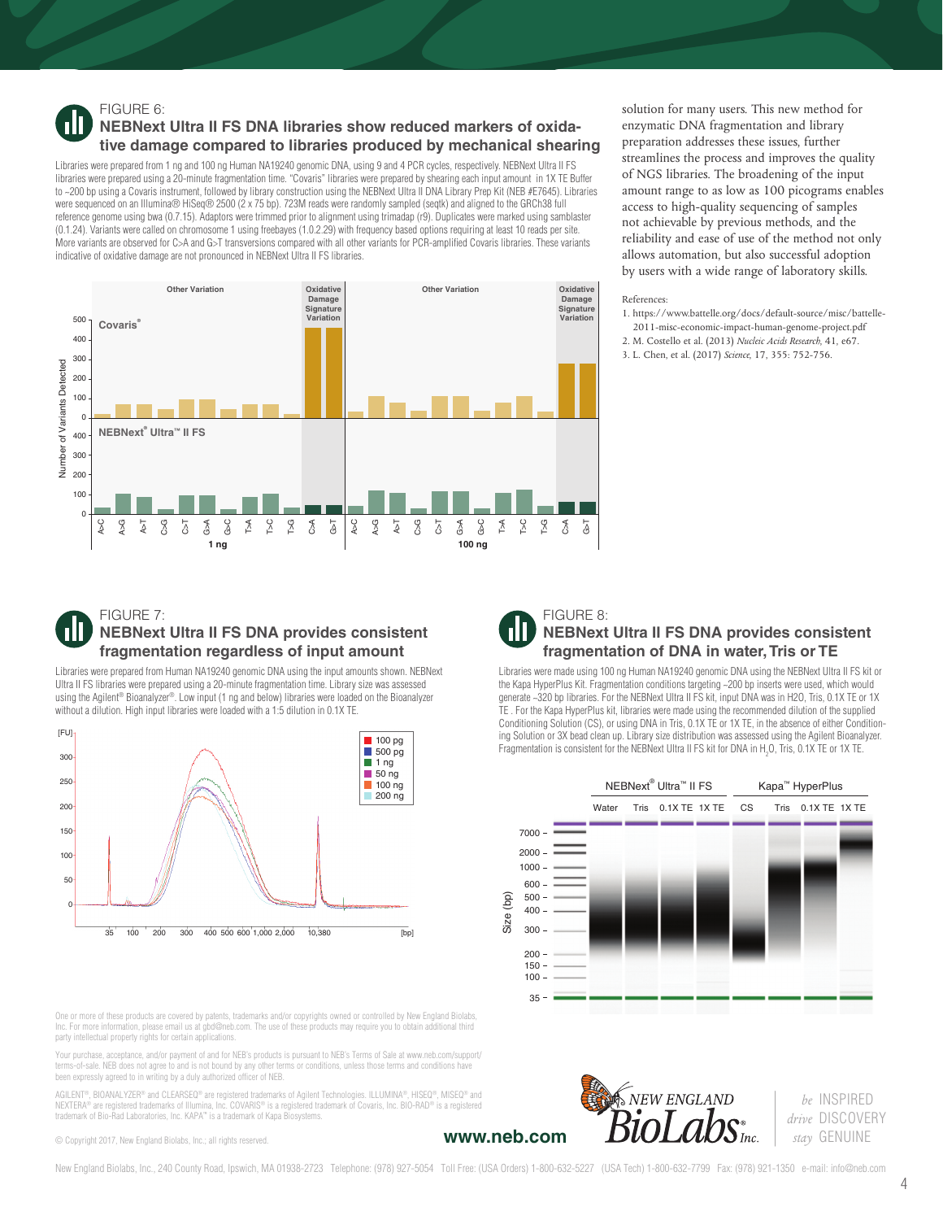## FIGURE 6:

### NEBNext Ultra II FS DNA libraries show reduced markers of oxidative damage compared to libraries produced by mechanical shearing

Libraries were prepared from 1 ng and 100 ng Human NA19240 genomic DNA, using 9 and 4 PCR cycles, respectively. NEBNext Ultra II FS libraries were prepared using a 20-minute fragmentation time. "Covaris" libraries were prepared by shearing each input amount in 1X TE Buffer to ~200 bp using a Covaris instrument, followed by library construction using the NEBNext Ultra II DNA Library Prep Kit (NEB #E7645). Libraries were sequenced on an Illumina® HiSeq® 2500 (2 x 75 bp). 723M reads were randomly sampled (seqtk) and aligned to the GRCh38 full reference genome using bwa (0.7.15). Adaptors were trimmed prior to alignment using trimadap (r9). Duplicates were marked using samblaster (0.1.24). Variants were called on chromosome 1 using freebayes (1.0.2.29) with frequency based options requiring at least 10 reads per site. More variants are observed for C>A and G>T transversions compared with all other variants for PCR-amplified Covaris libraries. These variants indicative of oxidative damage are not pronounced in NEBNext Ultra II FS libraries.

Other Variation
Oxidative Damage Signature Variation
Covaris®
NEBNext® Ultra™ II FS
Number of Variants Detected
0
100
200
300
400
500
A>C A>G A>T C>G C>T G>A G>C T>A T>C T>G C>A G>T
1 ng
100 ng

solution for many users. This new method for enzymatic DNA fragmentation and library preparation addresses these issues, further streamlines the process and improves the quality of NGS libraries. The broadening of the input amount range to as low as 100 picograms enables access to high-quality sequencing of samples not achievable by previous methods, and the reliability and ease of use of the method not only allows automation, but also successful adoption by users with a wide range of laboratory skills.

References:

1. https://www.battelle.org/docs/default-source/misc/battelle-2011-misc-economic-impact-human-genome-project.pdf
2. M. Costello et al. (2013) *Nucleic Acids Research*, 41, e67.
3. L. Chen, et al. (2017) *Science*, 17, 355: 752-756.

## FIGURE 7:

### NEBNext Ultra II FS DNA provides consistent fragmentation regardless of input amount

Libraries were prepared from Human NA19240 genomic DNA using the input amounts shown. NEBNext Ultra II FS libraries were prepared using a 20-minute fragmentation time. Library size was assessed using the Agilent® Bioanalyzer®. Low input (1 ng and below) libraries were loaded on the Bioanalyzer without a dilution. High input libraries were loaded with a 1:5 dilution in 0.1X TE.

[FU]
0
50
100
150
200
250
300
35 100 200 300 400 500 600 1,000 2,000 10,380 [bp]
100 pg
500 pg
1 ng
50 ng
100 ng
200 ng

## FIGURE 8:

### NEBNext Ultra II FS DNA provides consistent fragmentation of DNA in water, Tris or TE

Libraries were made using 100 ng Human NA19240 genomic DNA using the NEBNext Ultra II FS kit or the Kapa HyperPlus Kit. Fragmentation conditions targeting ~200 bp inserts were used, which would generate ~320 bp libraries. For the NEBNext Ultra II FS kit, input DNA was in H2O, Tris, 0.1X TE or 1X TE . For the Kapa HyperPlus kit, libraries were made using the recommended dilution of the supplied Conditioning Solution (CS), or using DNA in Tris, 0.1X TE or 1X TE, in the absence of either Conditioning Solution or 3X bead clean up. Library size distribution was assessed using the Agilent Bioanalyzer. Fragmentation is consistent for the NEBNext Ultra II FS kit for DNA in $H_2O$, Tris, 0.1X TE or 1X TE.

NEBNext® Ultra™ II FS
Kapa™ HyperPlus
Water Tris 0.1X TE 1X TE CS Tris 0.1X TE 1X TE
Size (bp)
7000
2000
1000
600
500
400
300
200
150
100
35

One or more of these products are covered by patents, trademarks and/or copyrights owned or controlled by New England Biolabs, Inc. For more information, please email us at gbd@neb.com. The use of these products may require you to obtain additional third party intellectual property rights for certain applications.

Your purchase, acceptance, and/or payment of and for NEB's products is pursuant to NEB's Terms of Sale at www.neb.com/support/terms-of-sale. NEB does not agree to and is not bound by any other terms or conditions, unless those terms and conditions have been expressly agreed to in writing by a duly authorized officer of NEB.

AGILENT®, BIOANALYZER® and CLEARSEQ® are registered trademarks of Agilent Technologies. ILLUMINA®, HISEQ®, MISEQ® and NEXTERA® are registered trademarks of Illumina, Inc. COVARIS® is a registered trademark of Covaris, Inc. BIO-RAD® is a registered trademark of Bio-Rad Laboratories, Inc. KAPA™ is a trademark of Kapa Biosystems.

© Copyright 2017, New England Biolabs, Inc.; all rights reserved.

**www.neb.com**

NEW ENGLAND BioLabs Inc.

*be* INSPIRED *drive* DISCOVERY *stay* GENUINE

New England Biolabs, Inc., 240 County Road, Ipswich, MA 01938-2723 Telephone: (978) 927-5054 Toll Free: (USA Orders) 1-800-632-5227 (USA Tech) 1-800-632-7799 Fax: (978) 921-1350 e-mail: info@neb.com